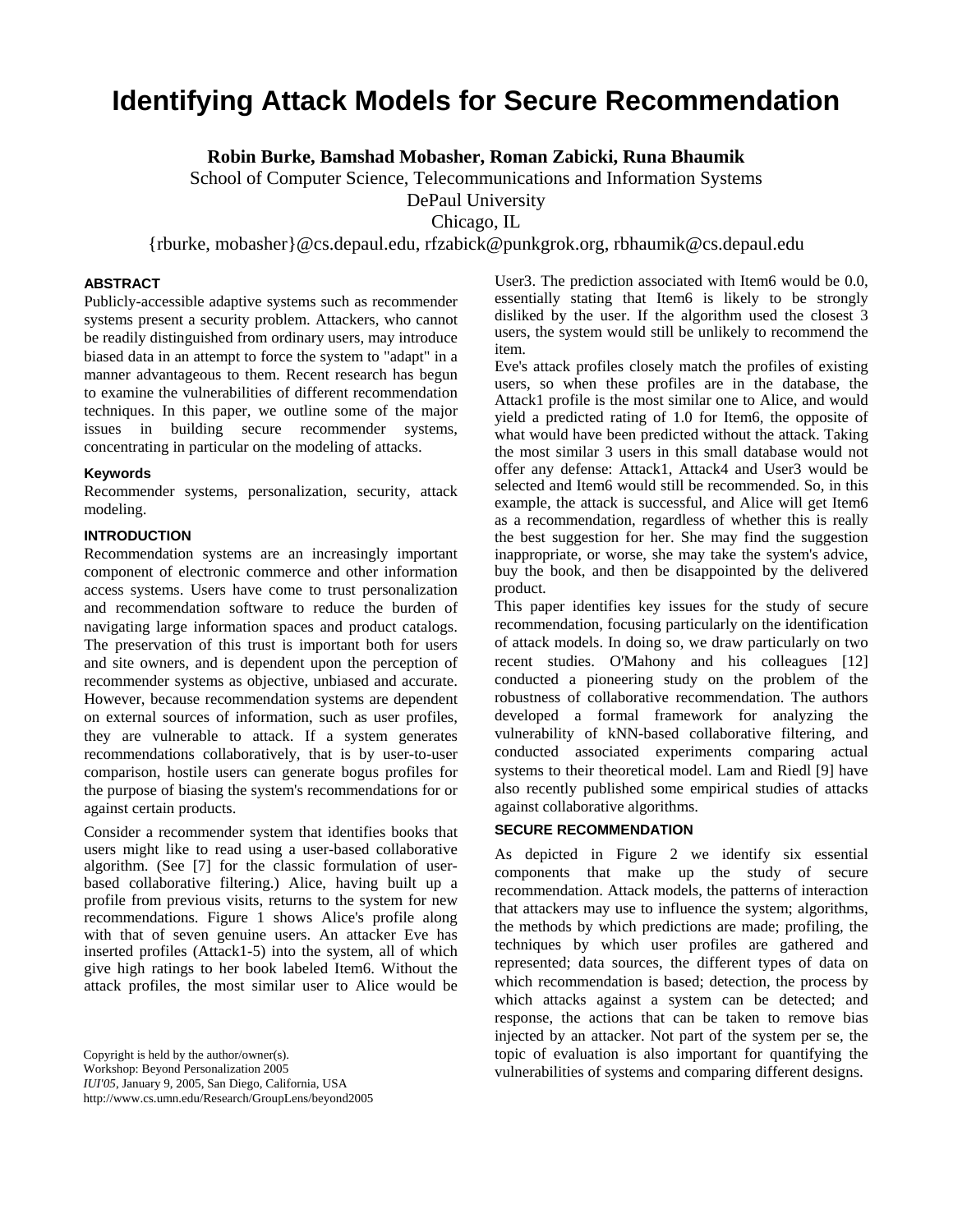# Identifying Attack Models for Secure Recommendation

**Robin Burke, Bamshad Mobasher, Roman Zabicki, Runa Bhaumik**

School of Computer Science, Telecommunications and Information Systems
DePaul University
Chicago, IL
{rburke, mobasher}@cs.depaul.edu, rfzabick@punkgrok.org, rbhaumik@cs.depaul.edu

### ABSTRACT

Publicly-accessible adaptive systems such as recommender systems present a security problem. Attackers, who cannot be readily distinguished from ordinary users, may introduce biased data in an attempt to force the system to "adapt" in a manner advantageous to them. Recent research has begun to examine the vulnerabilities of different recommendation techniques. In this paper, we outline some of the major issues in building secure recommender systems, concentrating in particular on the modeling of attacks.

### Keywords

Recommender systems, personalization, security, attack modeling.

### INTRODUCTION

Recommendation systems are an increasingly important component of electronic commerce and other information access systems. Users have come to trust personalization and recommendation software to reduce the burden of navigating large information spaces and product catalogs. The preservation of this trust is important both for users and site owners, and is dependent upon the perception of recommender systems as objective, unbiased and accurate. However, because recommendation systems are dependent on external sources of information, such as user profiles, they are vulnerable to attack. If a system generates recommendations collaboratively, that is by user-to-user comparison, hostile users can generate bogus profiles for the purpose of biasing the system's recommendations for or against certain products.

Consider a recommender system that identifies books that users might like to read using a user-based collaborative algorithm. (See [7] for the classic formulation of user-based collaborative filtering.) Alice, having built up a profile from previous visits, returns to the system for new recommendations. Figure 1 shows Alice's profile along with that of seven genuine users. An attacker Eve has inserted profiles (Attack1-5) into the system, all of which give high ratings to her book labeled Item6. Without the attack profiles, the most similar user to Alice would be User3. The prediction associated with Item6 would be 0.0, essentially stating that Item6 is likely to be strongly disliked by the user. If the algorithm used the closest 3 users, the system would still be unlikely to recommend the item.

Eve's attack profiles closely match the profiles of existing users, so when these profiles are in the database, the Attack1 profile is the most similar one to Alice, and would yield a predicted rating of 1.0 for Item6, the opposite of what would have been predicted without the attack. Taking the most similar 3 users in this small database would not offer any defense: Attack1, Attack4 and User3 would be selected and Item6 would still be recommended. So, in this example, the attack is successful, and Alice will get Item6 as a recommendation, regardless of whether this is really the best suggestion for her. She may find the suggestion inappropriate, or worse, she may take the system's advice, buy the book, and then be disappointed by the delivered product.

This paper identifies key issues for the study of secure recommendation, focusing particularly on the identification of attack models. In doing so, we draw particularly on two recent studies. O'Mahony and his colleagues [12] conducted a pioneering study on the problem of the robustness of collaborative recommendation. The authors developed a formal framework for analyzing the vulnerability of kNN-based collaborative filtering, and conducted associated experiments comparing actual systems to their theoretical model. Lam and Riedl [9] have also recently published some empirical studies of attacks against collaborative algorithms.

### SECURE RECOMMENDATION

As depicted in Figure 2 we identify six essential components that make up the study of secure recommendation. Attack models, the patterns of interaction that attackers may use to influence the system; algorithms, the methods by which predictions are made; profiling, the techniques by which user profiles are gathered and represented; data sources, the different types of data on which recommendation is based; detection, the process by which attacks against a system can be detected; and response, the actions that can be taken to remove bias injected by an attacker. Not part of the system per se, the topic of evaluation is also important for quantifying the vulnerabilities of systems and comparing different designs.

Copyright is held by the author/owner(s).
Workshop: Beyond Personalization 2005
*IUI'05*, January 9, 2005, San Diego, California, USA
http://www.cs.umn.edu/Research/GroupLens/beyond2005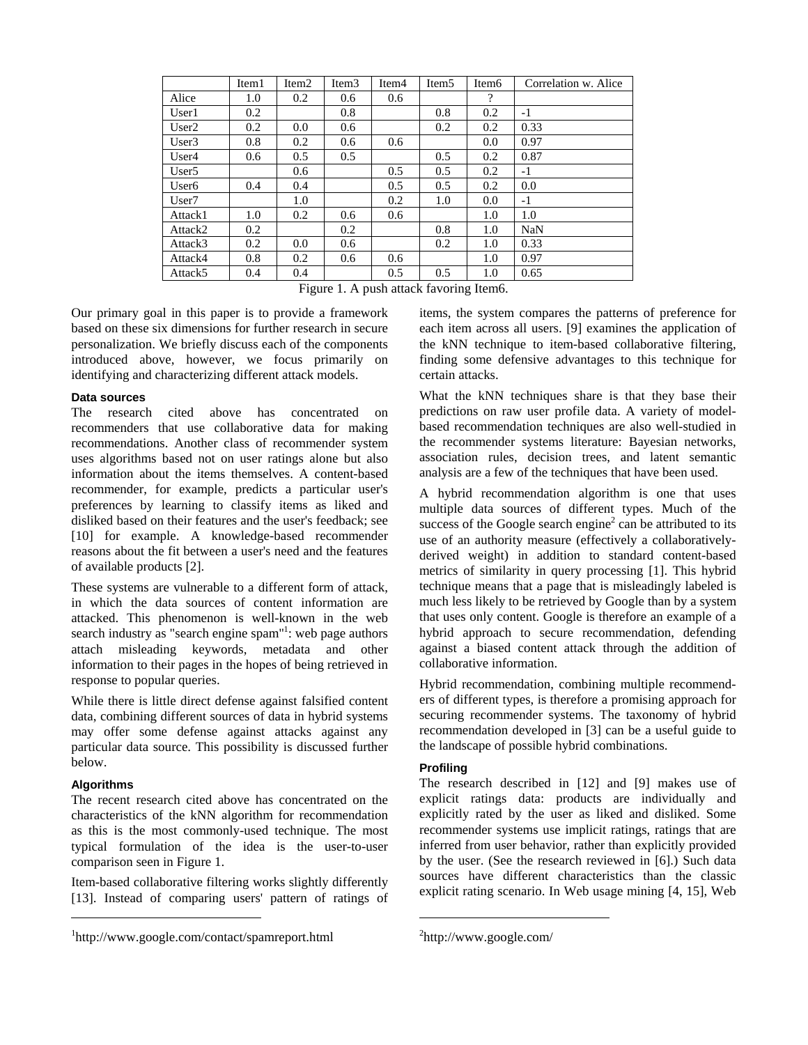| | Item1 | Item2 | Item3 | Item4 | Item5 | Item6 | Correlation w. Alice |
|---|---|---|---|---|---|---|---|
| Alice | 1.0 | 0.2 | 0.6 | 0.6 | | ? | |
| User1 | 0.2 | | 0.8 | | 0.8 | 0.2 | -1 |
| User2 | 0.2 | 0.0 | 0.6 | | 0.2 | 0.2 | 0.33 |
| User3 | 0.8 | 0.2 | 0.6 | 0.6 | | 0.0 | 0.97 |
| User4 | 0.6 | 0.5 | 0.5 | | 0.5 | 0.2 | 0.87 |
| User5 | | 0.6 | | 0.5 | 0.5 | 0.2 | -1 |
| User6 | 0.4 | 0.4 | | 0.5 | 0.5 | 0.2 | 0.0 |
| User7 | | 1.0 | | 0.2 | 1.0 | 0.0 | -1 |
| Attack1 | 1.0 | 0.2 | 0.6 | 0.6 | | 1.0 | 1.0 |
| Attack2 | 0.2 | | 0.2 | | 0.8 | 1.0 | NaN |
| Attack3 | 0.2 | 0.0 | 0.6 | | 0.2 | 1.0 | 0.33 |
| Attack4 | 0.8 | 0.2 | 0.6 | 0.6 | | 1.0 | 0.97 |
| Attack5 | 0.4 | 0.4 | | 0.5 | 0.5 | 1.0 | 0.65 |

Figure 1. A push attack favoring Item6.

Our primary goal in this paper is to provide a framework based on these six dimensions for further research in secure personalization. We briefly discuss each of the components introduced above, however, we focus primarily on identifying and characterizing different attack models.

### Data sources

The research cited above has concentrated on recommenders that use collaborative data for making recommendations. Another class of recommender system uses algorithms based not on user ratings alone but also information about the items themselves. A content-based recommender, for example, predicts a particular user's preferences by learning to classify items as liked and disliked based on their features and the user's feedback; see [10] for example. A knowledge-based recommender reasons about the fit between a user's need and the features of available products [2].

These systems are vulnerable to a different form of attack, in which the data sources of content information are attacked. This phenomenon is well-known in the web search industry as "search engine spam"[1]: web page authors attach misleading keywords, metadata and other information to their pages in the hopes of being retrieved in response to popular queries.

While there is little direct defense against falsified content data, combining different sources of data in hybrid systems may offer some defense against attacks against any particular data source. This possibility is discussed further below.

### Algorithms

The recent research cited above has concentrated on the characteristics of the kNN algorithm for recommendation as this is the most commonly-used technique. The most typical formulation of the idea is the user-to-user comparison seen in Figure 1.

Item-based collaborative filtering works slightly differently [13]. Instead of comparing users' pattern of ratings of items, the system compares the patterns of preference for each item across all users. [9] examines the application of the kNN technique to item-based collaborative filtering, finding some defensive advantages to this technique for certain attacks.

What the kNN techniques share is that they base their predictions on raw user profile data. A variety of model-based recommendation techniques are also well-studied in the recommender systems literature: Bayesian networks, association rules, decision trees, and latent semantic analysis are a few of the techniques that have been used.

A hybrid recommendation algorithm is one that uses multiple data sources of different types. Much of the success of the Google search engine[2] can be attributed to its use of an authority measure (effectively a collaboratively-derived weight) in addition to standard content-based metrics of similarity in query processing [1]. This hybrid technique means that a page that is misleadingly labeled is much less likely to be retrieved by Google than by a system that uses only content. Google is therefore an example of a hybrid approach to secure recommendation, defending against a biased content attack through the addition of collaborative information.

Hybrid recommendation, combining multiple recommenders of different types, is therefore a promising approach for securing recommender systems. The taxonomy of hybrid recommendation developed in [3] can be a useful guide to the landscape of possible hybrid combinations.

### Profiling

The research described in [12] and [9] makes use of explicit ratings data: products are individually and explicitly rated by the user as liked and disliked. Some recommender systems use implicit ratings, ratings that are inferred from user behavior, rather than explicitly provided by the user. (See the research reviewed in [6].) Such data sources have different characteristics than the classic explicit rating scenario. In Web usage mining [4, 15], Web

[1] http://www.google.com/contact/spamreport.html

[2] http://www.google.com/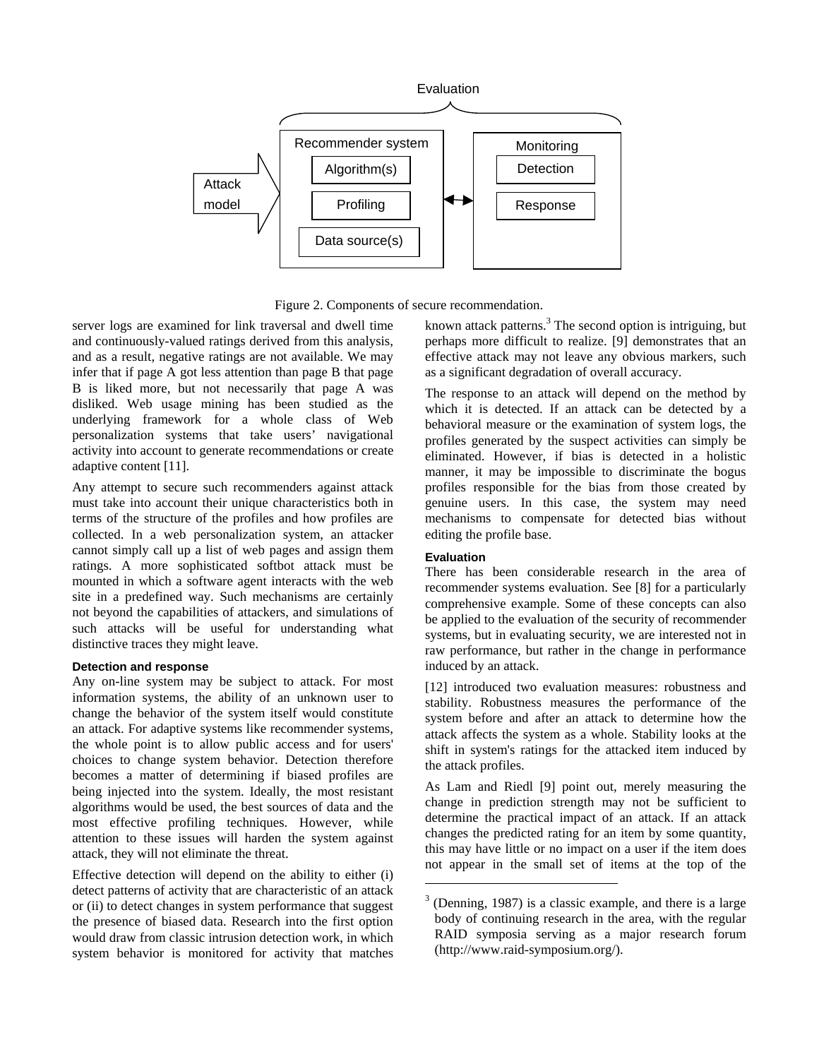Evaluation

Attack model

Recommender system: Algorithm(s), Profiling, Data source(s)

Monitoring: Detection, Response

Figure 2. Components of secure recommendation.

server logs are examined for link traversal and dwell time and continuously-valued ratings derived from this analysis, and as a result, negative ratings are not available. We may infer that if page A got less attention than page B that page B is liked more, but not necessarily that page A was disliked. Web usage mining has been studied as the underlying framework for a whole class of Web personalization systems that take users' navigational activity into account to generate recommendations or create adaptive content [11].

Any attempt to secure such recommenders against attack must take into account their unique characteristics both in terms of the structure of the profiles and how profiles are collected. In a web personalization system, an attacker cannot simply call up a list of web pages and assign them ratings. A more sophisticated softbot attack must be mounted in which a software agent interacts with the web site in a predefined way. Such mechanisms are certainly not beyond the capabilities of attackers, and simulations of such attacks will be useful for understanding what distinctive traces they might leave.

#### Detection and response

Any on-line system may be subject to attack. For most information systems, the ability of an unknown user to change the behavior of the system itself would constitute an attack. For adaptive systems like recommender systems, the whole point is to allow public access and for users' choices to change system behavior. Detection therefore becomes a matter of determining if biased profiles are being injected into the system. Ideally, the most resistant algorithms would be used, the best sources of data and the most effective profiling techniques. However, while attention to these issues will harden the system against attack, they will not eliminate the threat.

Effective detection will depend on the ability to either (i) detect patterns of activity that are characteristic of an attack or (ii) to detect changes in system performance that suggest the presence of biased data. Research into the first option would draw from classic intrusion detection work, in which system behavior is monitored for activity that matches known attack patterns.[3] The second option is intriguing, but perhaps more difficult to realize. [9] demonstrates that an effective attack may not leave any obvious markers, such as a significant degradation of overall accuracy.

The response to an attack will depend on the method by which it is detected. If an attack can be detected by a behavioral measure or the examination of system logs, the profiles generated by the suspect activities can simply be eliminated. However, if bias is detected in a holistic manner, it may be impossible to discriminate the bogus profiles responsible for the bias from those created by genuine users. In this case, the system may need mechanisms to compensate for detected bias without editing the profile base.

#### Evaluation

There has been considerable research in the area of recommender systems evaluation. See [8] for a particularly comprehensive example. Some of these concepts can also be applied to the evaluation of the security of recommender systems, but in evaluating security, we are interested not in raw performance, but rather in the change in performance induced by an attack.

[12] introduced two evaluation measures: robustness and stability. Robustness measures the performance of the system before and after an attack to determine how the attack affects the system as a whole. Stability looks at the shift in system's ratings for the attacked item induced by the attack profiles.

As Lam and Riedl [9] point out, merely measuring the change in prediction strength may not be sufficient to determine the practical impact of an attack. If an attack changes the predicted rating for an item by some quantity, this may have little or no impact on a user if the item does not appear in the small set of items at the top of the

---

[3] (Denning, 1987) is a classic example, and there is a large body of continuing research in the area, with the regular RAID symposia serving as a major research forum (http://www.raid-symposium.org/).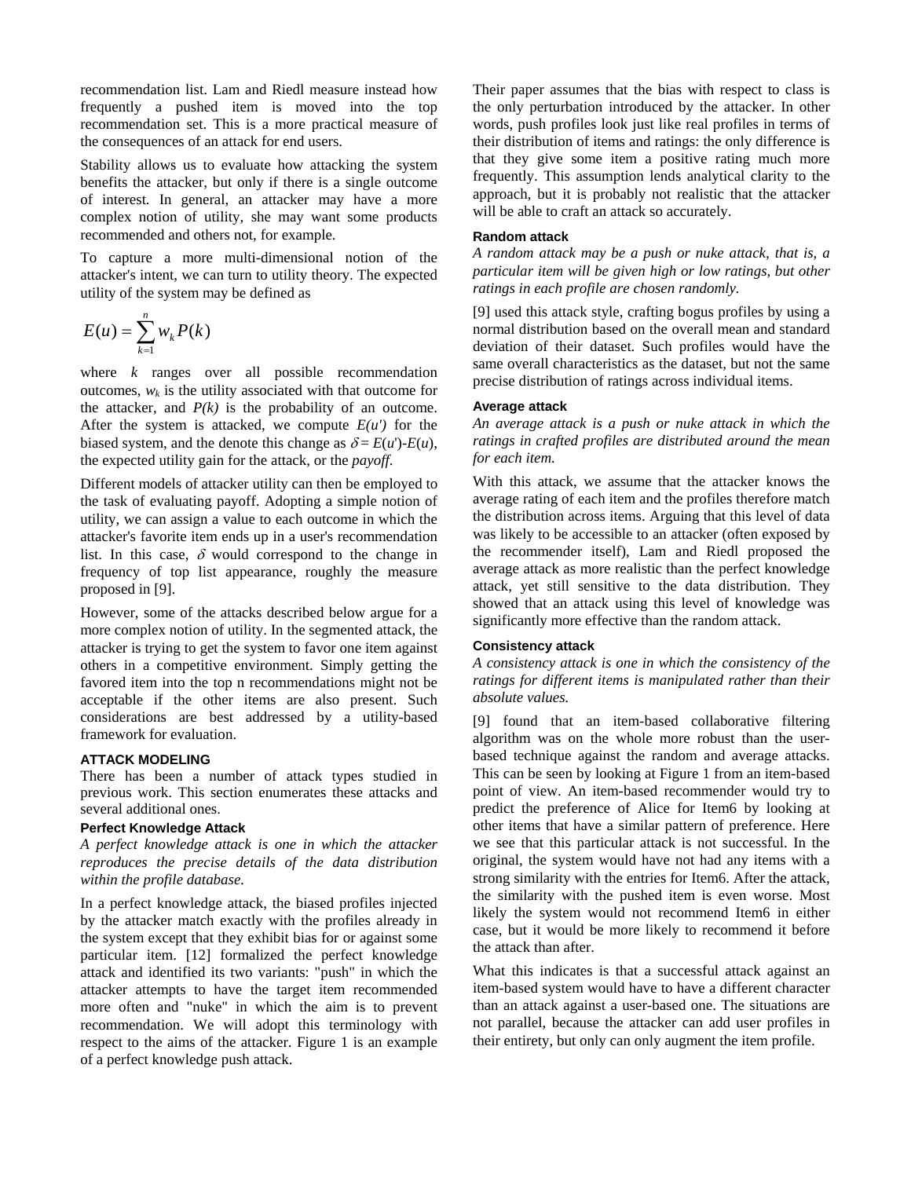recommendation list. Lam and Riedl measure instead how frequently a pushed item is moved into the top recommendation set. This is a more practical measure of the consequences of an attack for end users.

Stability allows us to evaluate how attacking the system benefits the attacker, but only if there is a single outcome of interest. In general, an attacker may have a more complex notion of utility, she may want some products recommended and others not, for example.

To capture a more multi-dimensional notion of the attacker's intent, we can turn to utility theory. The expected utility of the system may be defined as

$$E(u) = \sum_{k=1}^{n} w_k P(k)$$

where $k$ ranges over all possible recommendation outcomes, $w_k$ is the utility associated with that outcome for the attacker, and $P(k)$ is the probability of an outcome. After the system is attacked, we compute $E(u')$ for the biased system, and the denote this change as $\delta = E(u') - E(u)$, the expected utility gain for the attack, or the *payoff*.

Different models of attacker utility can then be employed to the task of evaluating payoff. Adopting a simple notion of utility, we can assign a value to each outcome in which the attacker's favorite item ends up in a user's recommendation list. In this case, $\delta$ would correspond to the change in frequency of top list appearance, roughly the measure proposed in [9].

However, some of the attacks described below argue for a more complex notion of utility. In the segmented attack, the attacker is trying to get the system to favor one item against others in a competitive environment. Simply getting the favored item into the top n recommendations might not be acceptable if the other items are also present. Such considerations are best addressed by a utility-based framework for evaluation.

## ATTACK MODELING

There has been a number of attack types studied in previous work. This section enumerates these attacks and several additional ones.

### Perfect Knowledge Attack

*A perfect knowledge attack is one in which the attacker reproduces the precise details of the data distribution within the profile database.*

In a perfect knowledge attack, the biased profiles injected by the attacker match exactly with the profiles already in the system except that they exhibit bias for or against some particular item. [12] formalized the perfect knowledge attack and identified its two variants: "push" in which the attacker attempts to have the target item recommended more often and "nuke" in which the aim is to prevent recommendation. We will adopt this terminology with respect to the aims of the attacker. Figure 1 is an example of a perfect knowledge push attack. Their paper assumes that the bias with respect to class is the only perturbation introduced by the attacker. In other words, push profiles look just like real profiles in terms of their distribution of items and ratings: the only difference is that they give some item a positive rating much more frequently. This assumption lends analytical clarity to the approach, but it is probably not realistic that the attacker will be able to craft an attack so accurately.

### Random attack

*A random attack may be a push or nuke attack, that is, a particular item will be given high or low ratings, but other ratings in each profile are chosen randomly.*

[9] used this attack style, crafting bogus profiles by using a normal distribution based on the overall mean and standard deviation of their dataset. Such profiles would have the same overall characteristics as the dataset, but not the same precise distribution of ratings across individual items.

### Average attack

*An average attack is a push or nuke attack in which the ratings in crafted profiles are distributed around the mean for each item.*

With this attack, we assume that the attacker knows the average rating of each item and the profiles therefore match the distribution across items. Arguing that this level of data was likely to be accessible to an attacker (often exposed by the recommender itself), Lam and Riedl proposed the average attack as more realistic than the perfect knowledge attack, yet still sensitive to the data distribution. They showed that an attack using this level of knowledge was significantly more effective than the random attack.

### Consistency attack

*A consistency attack is one in which the consistency of the ratings for different items is manipulated rather than their absolute values.*

[9] found that an item-based collaborative filtering algorithm was on the whole more robust than the user-based technique against the random and average attacks. This can be seen by looking at Figure 1 from an item-based point of view. An item-based recommender would try to predict the preference of Alice for Item6 by looking at other items that have a similar pattern of preference. Here we see that this particular attack is not successful. In the original, the system would have not had any items with a strong similarity with the entries for Item6. After the attack, the similarity with the pushed item is even worse. Most likely the system would not recommend Item6 in either case, but it would be more likely to recommend it before the attack than after.

What this indicates is that a successful attack against an item-based system would have to have a different character than an attack against a user-based one. The situations are not parallel, because the attacker can add user profiles in their entirety, but only can only augment the item profile.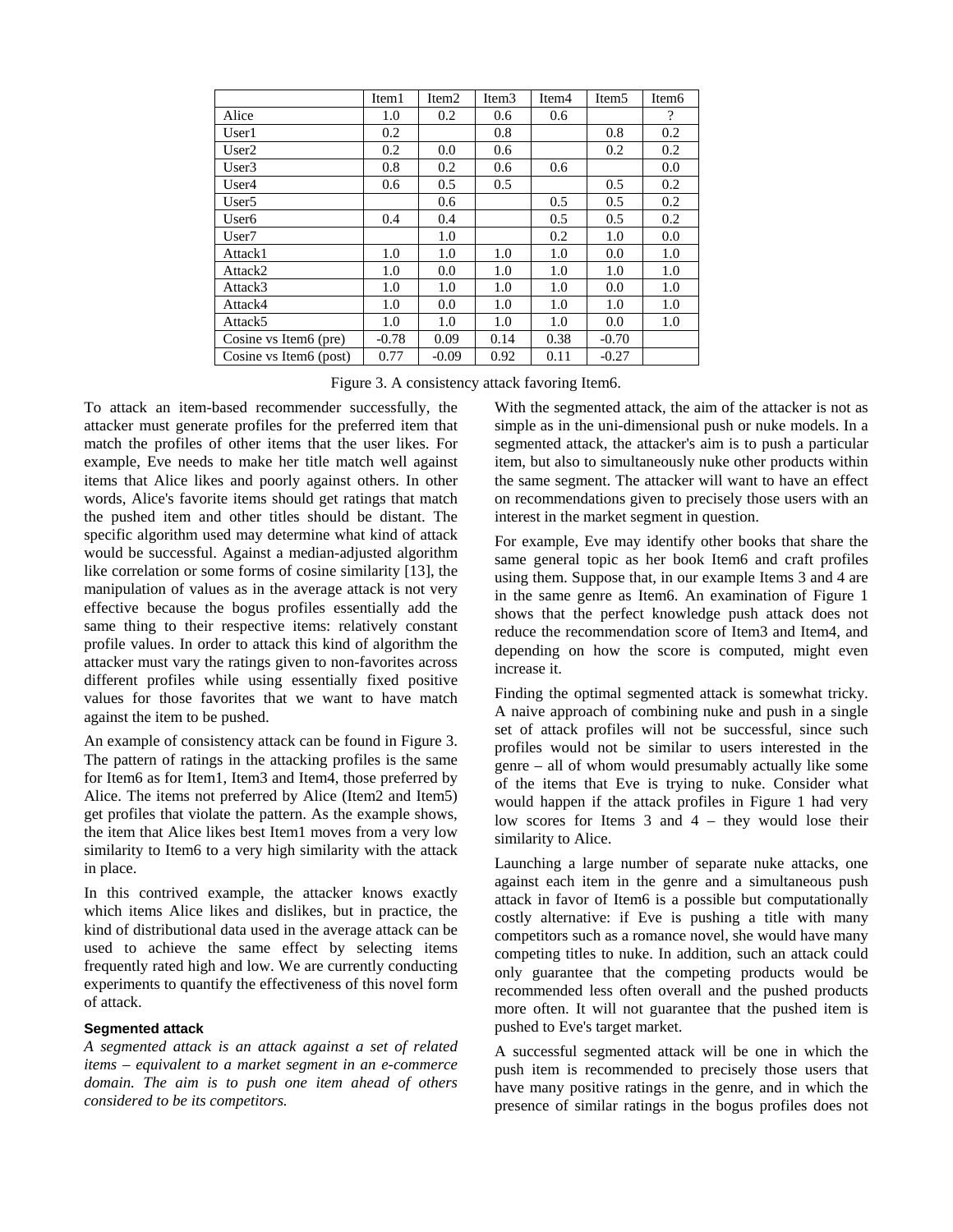| | Item1 | Item2 | Item3 | Item4 | Item5 | Item6 |
|---|---|---|---|---|---|---|
| Alice | 1.0 | 0.2 | 0.6 | 0.6 | | ? |
| User1 | 0.2 | | 0.8 | | 0.8 | 0.2 |
| User2 | 0.2 | 0.0 | 0.6 | | 0.2 | 0.2 |
| User3 | 0.8 | 0.2 | 0.6 | 0.6 | | 0.0 |
| User4 | 0.6 | 0.5 | 0.5 | | 0.5 | 0.2 |
| User5 | | 0.6 | | 0.5 | 0.5 | 0.2 |
| User6 | 0.4 | 0.4 | | 0.5 | 0.5 | 0.2 |
| User7 | | 1.0 | | 0.2 | 1.0 | 0.0 |
| Attack1 | 1.0 | 1.0 | 1.0 | 1.0 | 0.0 | 1.0 |
| Attack2 | 1.0 | 0.0 | 1.0 | 1.0 | 1.0 | 1.0 |
| Attack3 | 1.0 | 1.0 | 1.0 | 1.0 | 0.0 | 1.0 |
| Attack4 | 1.0 | 0.0 | 1.0 | 1.0 | 1.0 | 1.0 |
| Attack5 | 1.0 | 1.0 | 1.0 | 1.0 | 0.0 | 1.0 |
| Cosine vs Item6 (pre) | -0.78 | 0.09 | 0.14 | 0.38 | -0.70 | |
| Cosine vs Item6 (post) | 0.77 | -0.09 | 0.92 | 0.11 | -0.27 | |

Figure 3. A consistency attack favoring Item6.

To attack an item-based recommender successfully, the attacker must generate profiles for the preferred item that match the profiles of other items that the user likes. For example, Eve needs to make her title match well against items that Alice likes and poorly against others. In other words, Alice's favorite items should get ratings that match the pushed item and other titles should be distant. The specific algorithm used may determine what kind of attack would be successful. Against a median-adjusted algorithm like correlation or some forms of cosine similarity [13], the manipulation of values as in the average attack is not very effective because the bogus profiles essentially add the same thing to their respective items: relatively constant profile values. In order to attack this kind of algorithm the attacker must vary the ratings given to non-favorites across different profiles while using essentially fixed positive values for those favorites that we want to have match against the item to be pushed.

An example of consistency attack can be found in Figure 3. The pattern of ratings in the attacking profiles is the same for Item6 as for Item1, Item3 and Item4, those preferred by Alice. The items not preferred by Alice (Item2 and Item5) get profiles that violate the pattern. As the example shows, the item that Alice likes best Item1 moves from a very low similarity to Item6 to a very high similarity with the attack in place.

In this contrived example, the attacker knows exactly which items Alice likes and dislikes, but in practice, the kind of distributional data used in the average attack can be used to achieve the same effect by selecting items frequently rated high and low. We are currently conducting experiments to quantify the effectiveness of this novel form of attack.

#### Segmented attack

*A segmented attack is an attack against a set of related items – equivalent to a market segment in an e-commerce domain. The aim is to push one item ahead of others considered to be its competitors.*

With the segmented attack, the aim of the attacker is not as simple as in the uni-dimensional push or nuke models. In a segmented attack, the attacker's aim is to push a particular item, but also to simultaneously nuke other products within the same segment. The attacker will want to have an effect on recommendations given to precisely those users with an interest in the market segment in question.

For example, Eve may identify other books that share the same general topic as her book Item6 and craft profiles using them. Suppose that, in our example Items 3 and 4 are in the same genre as Item6. An examination of Figure 1 shows that the perfect knowledge push attack does not reduce the recommendation score of Item3 and Item4, and depending on how the score is computed, might even increase it.

Finding the optimal segmented attack is somewhat tricky. A naive approach of combining nuke and push in a single set of attack profiles will not be successful, since such profiles would not be similar to users interested in the genre – all of whom would presumably actually like some of the items that Eve is trying to nuke. Consider what would happen if the attack profiles in Figure 1 had very low scores for Items 3 and 4 – they would lose their similarity to Alice.

Launching a large number of separate nuke attacks, one against each item in the genre and a simultaneous push attack in favor of Item6 is a possible but computationally costly alternative: if Eve is pushing a title with many competitors such as a romance novel, she would have many competing titles to nuke. In addition, such an attack could only guarantee that the competing products would be recommended less often overall and the pushed products more often. It will not guarantee that the pushed item is pushed to Eve's target market.

A successful segmented attack will be one in which the push item is recommended to precisely those users that have many positive ratings in the genre, and in which the presence of similar ratings in the bogus profiles does not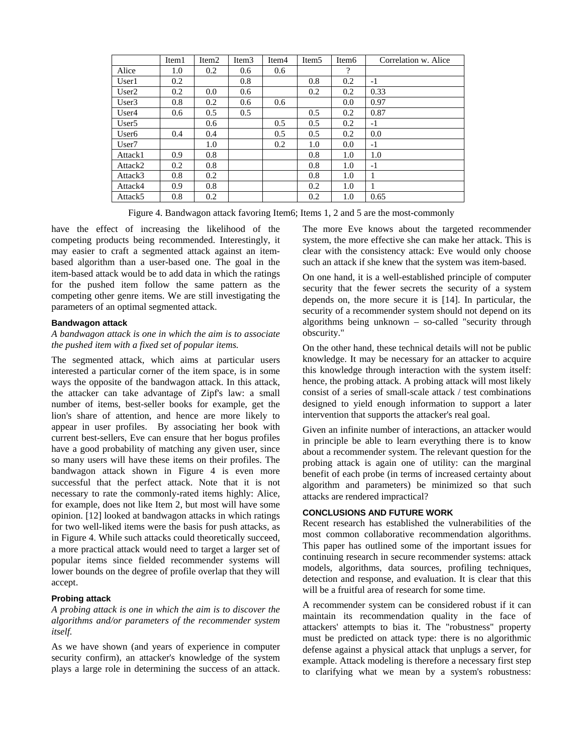| | Item1 | Item2 | Item3 | Item4 | Item5 | Item6 | Correlation w. Alice |
|---|---|---|---|---|---|---|---|
| Alice | 1.0 | 0.2 | 0.6 | 0.6 | | ? | |
| User1 | 0.2 | | 0.8 | | 0.8 | 0.2 | -1 |
| User2 | 0.2 | 0.0 | 0.6 | | 0.2 | 0.2 | 0.33 |
| User3 | 0.8 | 0.2 | 0.6 | 0.6 | | 0.0 | 0.97 |
| User4 | 0.6 | 0.5 | 0.5 | | 0.5 | 0.2 | 0.87 |
| User5 | | 0.6 | | 0.5 | 0.5 | 0.2 | -1 |
| User6 | 0.4 | 0.4 | | 0.5 | 0.5 | 0.2 | 0.0 |
| User7 | | 1.0 | | 0.2 | 1.0 | 0.0 | -1 |
| Attack1 | 0.9 | 0.8 | | | 0.8 | 1.0 | 1.0 |
| Attack2 | 0.2 | 0.8 | | | 0.8 | 1.0 | -1 |
| Attack3 | 0.8 | 0.2 | | | 0.8 | 1.0 | 1 |
| Attack4 | 0.9 | 0.8 | | | 0.2 | 1.0 | 1 |
| Attack5 | 0.8 | 0.2 | | | 0.2 | 1.0 | 0.65 |

Figure 4. Bandwagon attack favoring Item6; Items 1, 2 and 5 are the most-commonly

have the effect of increasing the likelihood of the competing products being recommended. Interestingly, it may easier to craft a segmented attack against an item-based algorithm than a user-based one. The goal in the item-based attack would be to add data in which the ratings for the pushed item follow the same pattern as the competing other genre items. We are still investigating the parameters of an optimal segmented attack.

### Bandwagon attack

*A bandwagon attack is one in which the aim is to associate the pushed item with a fixed set of popular items.*

The segmented attack, which aims at particular users interested a particular corner of the item space, is in some ways the opposite of the bandwagon attack. In this attack, the attacker can take advantage of Zipf's law: a small number of items, best-seller books for example, get the lion's share of attention, and hence are more likely to appear in user profiles. By associating her book with current best-sellers, Eve can ensure that her bogus profiles have a good probability of matching any given user, since so many users will have these items on their profiles. The bandwagon attack shown in Figure 4 is even more successful that the perfect attack. Note that it is not necessary to rate the commonly-rated items highly: Alice, for example, does not like Item 2, but most will have some opinion. [12] looked at bandwagon attacks in which ratings for two well-liked items were the basis for push attacks, as in Figure 4. While such attacks could theoretically succeed, a more practical attack would need to target a larger set of popular items since fielded recommender systems will lower bounds on the degree of profile overlap that they will accept.

### Probing attack

*A probing attack is one in which the aim is to discover the algorithms and/or parameters of the recommender system itself.*

As we have shown (and years of experience in computer security confirm), an attacker's knowledge of the system plays a large role in determining the success of an attack. The more Eve knows about the targeted recommender system, the more effective she can make her attack. This is clear with the consistency attack: Eve would only choose such an attack if she knew that the system was item-based.

On one hand, it is a well-established principle of computer security that the fewer secrets the security of a system depends on, the more secure it is [14]. In particular, the security of a recommender system should not depend on its algorithms being unknown – so-called "security through obscurity."

On the other hand, these technical details will not be public knowledge. It may be necessary for an attacker to acquire this knowledge through interaction with the system itself: hence, the probing attack. A probing attack will most likely consist of a series of small-scale attack / test combinations designed to yield enough information to support a later intervention that supports the attacker's real goal.

Given an infinite number of interactions, an attacker would in principle be able to learn everything there is to know about a recommender system. The relevant question for the probing attack is again one of utility: can the marginal benefit of each probe (in terms of increased certainty about algorithm and parameters) be minimized so that such attacks are rendered impractical?

## CONCLUSIONS AND FUTURE WORK

Recent research has established the vulnerabilities of the most common collaborative recommendation algorithms. This paper has outlined some of the important issues for continuing research in secure recommender systems: attack models, algorithms, data sources, profiling techniques, detection and response, and evaluation. It is clear that this will be a fruitful area of research for some time.

A recommender system can be considered robust if it can maintain its recommendation quality in the face of attackers' attempts to bias it. The "robustness" property must be predicted on attack type: there is no algorithmic defense against a physical attack that unplugs a server, for example. Attack modeling is therefore a necessary first step to clarifying what we mean by a system's robustness: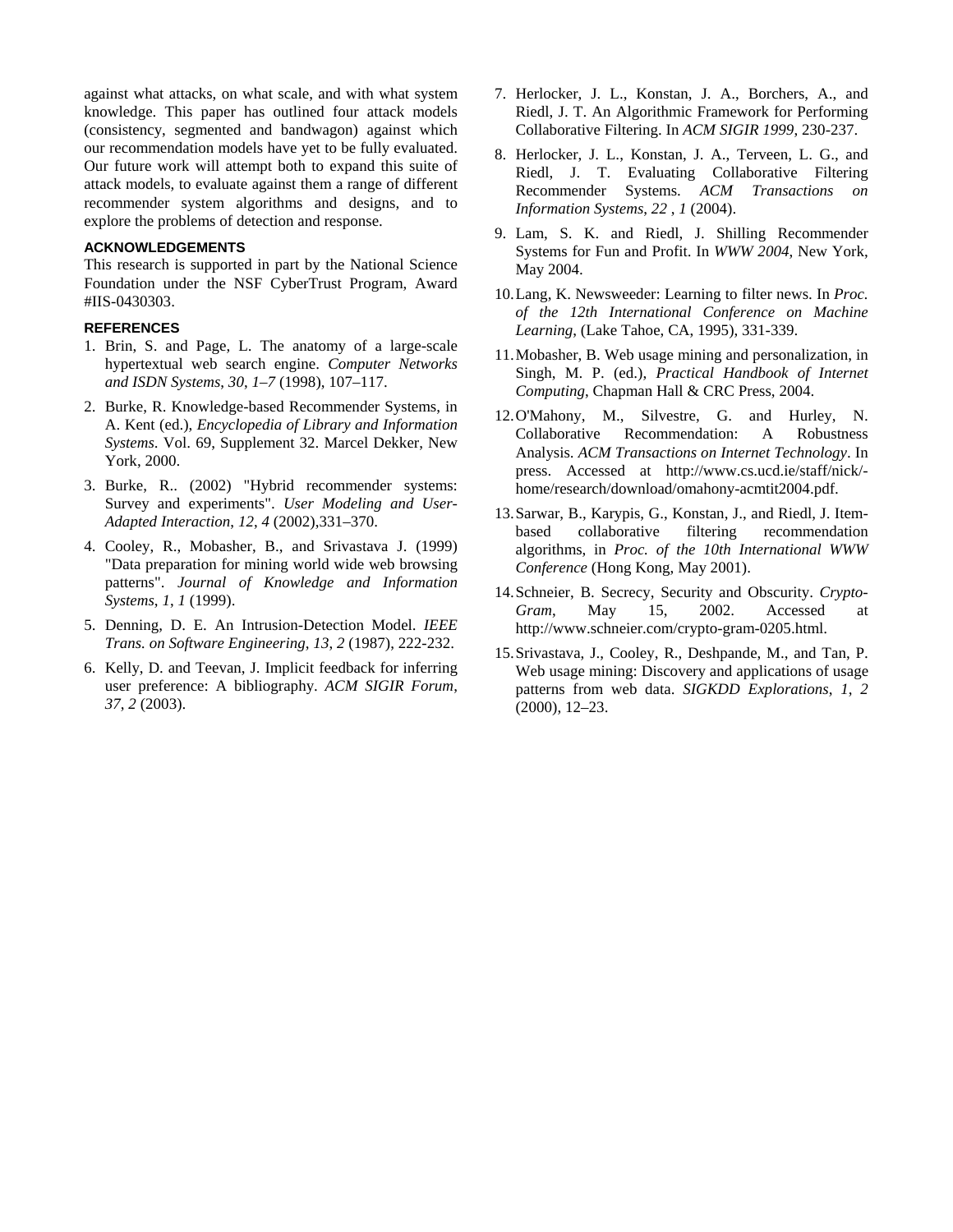against what attacks, on what scale, and with what system knowledge. This paper has outlined four attack models (consistency, segmented and bandwagon) against which our recommendation models have yet to be fully evaluated. Our future work will attempt both to expand this suite of attack models, to evaluate against them a range of different recommender system algorithms and designs, and to explore the problems of detection and response.

## ACKNOWLEDGEMENTS

This research is supported in part by the National Science Foundation under the NSF CyberTrust Program, Award #IIS-0430303.

## REFERENCES

1. Brin, S. and Page, L. The anatomy of a large-scale hypertextual web search engine. *Computer Networks and ISDN Systems*, *30*, *1–7* (1998), 107–117.
2. Burke, R. Knowledge-based Recommender Systems, in A. Kent (ed.), *Encyclopedia of Library and Information Systems*. Vol. 69, Supplement 32. Marcel Dekker, New York, 2000.
3. Burke, R.. (2002) "Hybrid recommender systems: Survey and experiments". *User Modeling and User-Adapted Interaction*, *12*, *4* (2002),331–370.
4. Cooley, R., Mobasher, B., and Srivastava J. (1999) "Data preparation for mining world wide web browsing patterns". *Journal of Knowledge and Information Systems*, *1*, *1* (1999).
5. Denning, D. E. An Intrusion-Detection Model. *IEEE Trans. on Software Engineering*, *13*, *2* (1987), 222-232.
6. Kelly, D. and Teevan, J. Implicit feedback for inferring user preference: A bibliography. *ACM SIGIR Forum*, *37*, *2* (2003).
7. Herlocker, J. L., Konstan, J. A., Borchers, A., and Riedl, J. T. An Algorithmic Framework for Performing Collaborative Filtering. In *ACM SIGIR 1999*, 230-237.
8. Herlocker, J. L., Konstan, J. A., Terveen, L. G., and Riedl, J. T. Evaluating Collaborative Filtering Recommender Systems. *ACM Transactions on Information Systems*, *22* , *1* (2004).
9. Lam, S. K. and Riedl, J. Shilling Recommender Systems for Fun and Profit. In *WWW 2004*, New York, May 2004.
10. Lang, K. Newsweeder: Learning to filter news. In *Proc. of the 12th International Conference on Machine Learning*, (Lake Tahoe, CA, 1995), 331-339.
11. Mobasher, B. Web usage mining and personalization, in Singh, M. P. (ed.), *Practical Handbook of Internet Computing*, Chapman Hall & CRC Press, 2004.
12. O'Mahony, M., Silvestre, G. and Hurley, N. Collaborative Recommendation: A Robustness Analysis. *ACM Transactions on Internet Technology*. In press. Accessed at http://www.cs.ucd.ie/staff/nick/-home/research/download/omahony-acmtit2004.pdf.
13. Sarwar, B., Karypis, G., Konstan, J., and Riedl, J. Item-based collaborative filtering recommendation algorithms, in *Proc. of the 10th International WWW Conference* (Hong Kong, May 2001).
14. Schneier, B. Secrecy, Security and Obscurity. *Crypto-Gram*, May 15, 2002. Accessed at http://www.schneier.com/crypto-gram-0205.html.
15. Srivastava, J., Cooley, R., Deshpande, M., and Tan, P. Web usage mining: Discovery and applications of usage patterns from web data. *SIGKDD Explorations*, *1*, *2* (2000), 12–23.